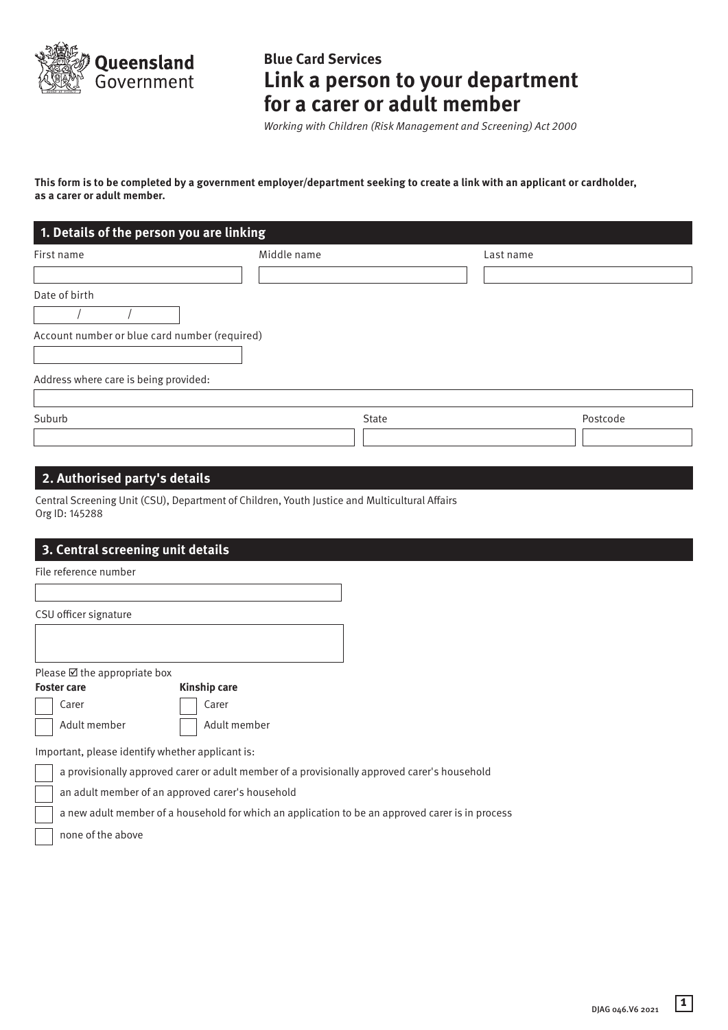Queensland Government

**Blue Card Services**

# Link a person to your department for a carer or adult member

*Working with Children (Risk Management and Screening) Act 2000*

**This form is to be completed by a government employer/department seeking to create a link with an applicant or cardholder, as a carer or adult member.**

## 1. Details of the person you are linking

First name

Middle name

Last name

Date of birth

/ /

Account number or blue card number (required)

Address where care is being provided:

Suburb

State

Postcode

## 2. Authorised party's details

Central Screening Unit (CSU), Department of Children, Youth Justice and Multicultural Affairs
Org ID: 145288

## 3. Central screening unit details

File reference number

CSU officer signature

Please ☑ the appropriate box

**Foster care**

- ☐ Carer
- ☐ Adult member

**Kinship care**

- ☐ Carer
- ☐ Adult member

Important, please identify whether applicant is:

- ☐ a provisionally approved carer or adult member of a provisionally approved carer's household
- ☐ an adult member of an approved carer's household
- ☐ a new adult member of a household for which an application to be an approved carer is in process
- ☐ none of the above

DJAG 046.V6 2021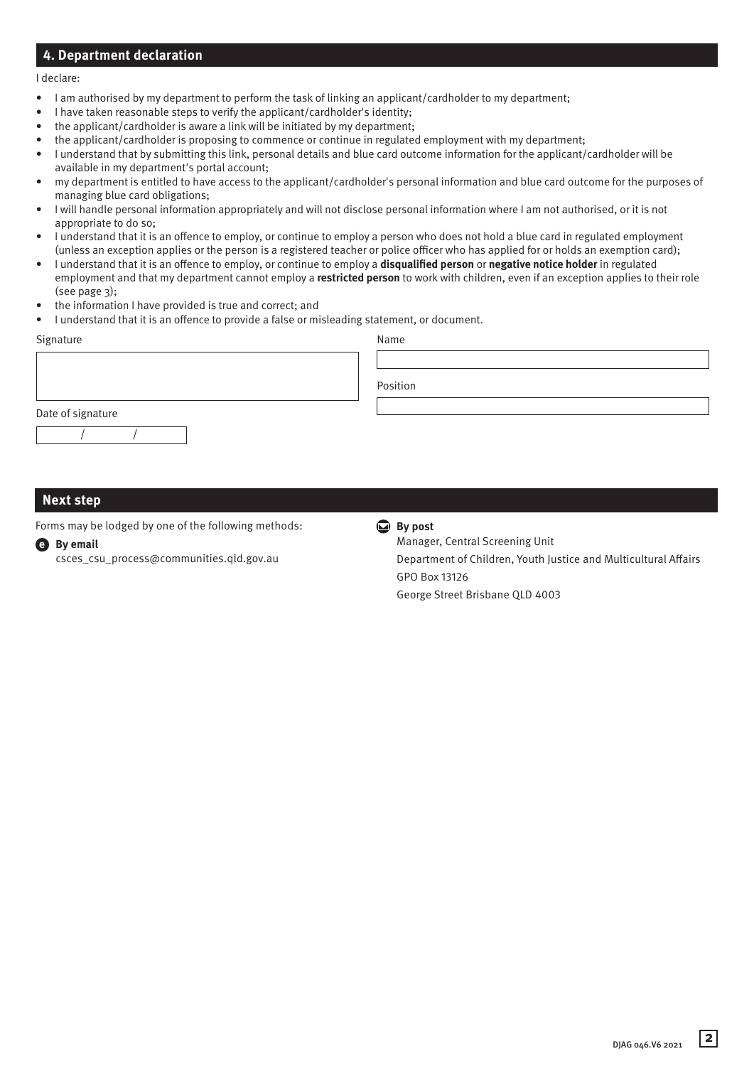## 4. Department declaration

I declare:

- I am authorised by my department to perform the task of linking an applicant/cardholder to my department;
- I have taken reasonable steps to verify the applicant/cardholder's identity;
- the applicant/cardholder is aware a link will be initiated by my department;
- the applicant/cardholder is proposing to commence or continue in regulated employment with my department;
- I understand that by submitting this link, personal details and blue card outcome information for the applicant/cardholder will be available in my department's portal account;
- my department is entitled to have access to the applicant/cardholder's personal information and blue card outcome for the purposes of managing blue card obligations;
- I will handle personal information appropriately and will not disclose personal information where I am not authorised, or it is not appropriate to do so;
- I understand that it is an offence to employ, or continue to employ a person who does not hold a blue card in regulated employment (unless an exception applies or the person is a registered teacher or police officer who has applied for or holds an exemption card);
- I understand that it is an offence to employ, or continue to employ a **disqualified person** or **negative notice holder** in regulated employment and that my department cannot employ a **restricted person** to work with children, even if an exception applies to their role (see page 3);
- the information I have provided is true and correct; and
- I understand that it is an offence to provide a false or misleading statement, or document.

Signature

Name

Position

Date of signature

/ /

## Next step

Forms may be lodged by one of the following methods:

**By email**
csces_csu_process@communities.qld.gov.au

**By post**
Manager, Central Screening Unit
Department of Children, Youth Justice and Multicultural Affairs
GPO Box 13126
George Street Brisbane QLD 4003

DJAG 046.V6 2021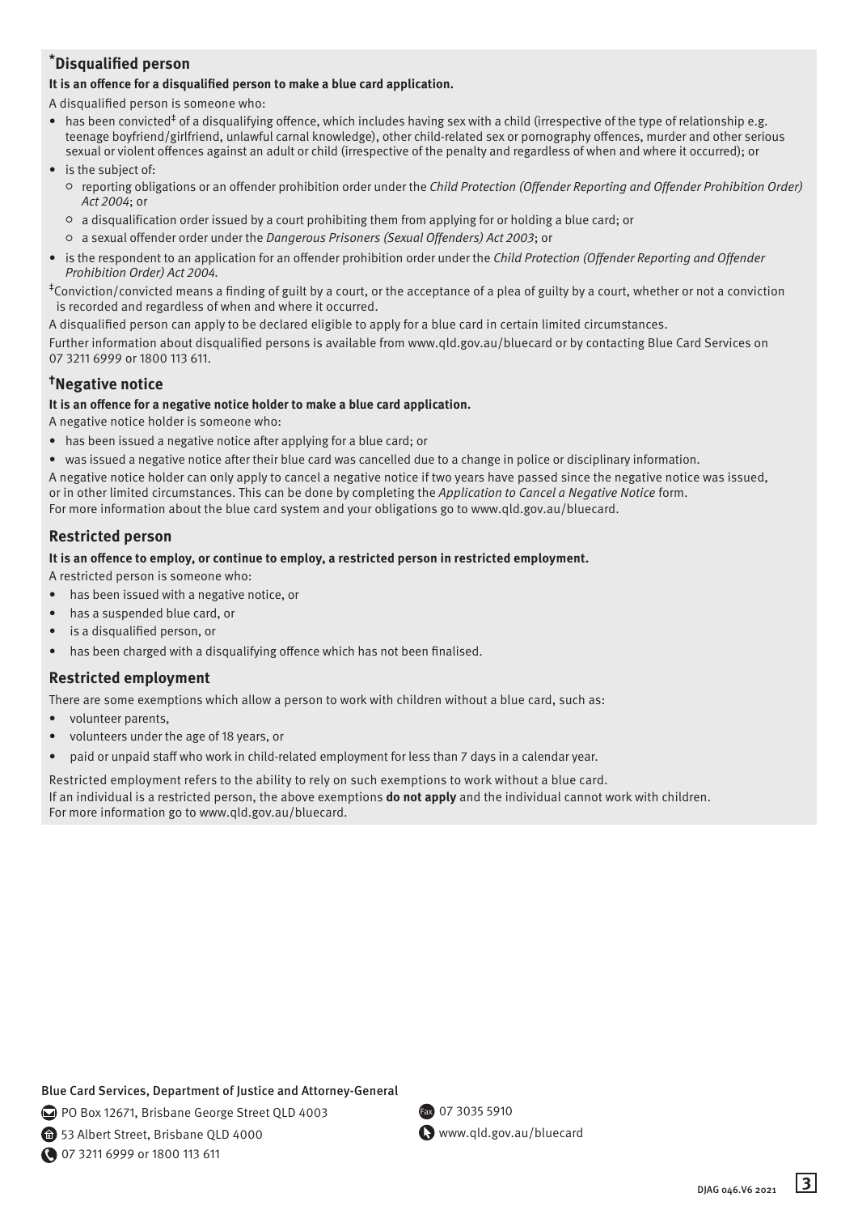## *Disqualified person

**It is an offence for a disqualified person to make a blue card application.**

A disqualified person is someone who:

- has been convicted‡ of a disqualifying offence, which includes having sex with a child (irrespective of the type of relationship e.g. teenage boyfriend/girlfriend, unlawful carnal knowledge), other child-related sex or pornography offences, murder and other serious sexual or violent offences against an adult or child (irrespective of the penalty and regardless of when and where it occurred); or
- is the subject of:
  - reporting obligations or an offender prohibition order under the *Child Protection (Offender Reporting and Offender Prohibition Order) Act 2004*; or
  - a disqualification order issued by a court prohibiting them from applying for or holding a blue card; or
  - a sexual offender order under the *Dangerous Prisoners (Sexual Offenders) Act 2003*; or
- is the respondent to an application for an offender prohibition order under the *Child Protection (Offender Reporting and Offender Prohibition Order) Act 2004*.

‡Conviction/convicted means a finding of guilt by a court, or the acceptance of a plea of guilty by a court, whether or not a conviction is recorded and regardless of when and where it occurred.

A disqualified person can apply to be declared eligible to apply for a blue card in certain limited circumstances.

Further information about disqualified persons is available from www.qld.gov.au/bluecard or by contacting Blue Card Services on 07 3211 6999 or 1800 113 611.

## †Negative notice

**It is an offence for a negative notice holder to make a blue card application.**

A negative notice holder is someone who:

- has been issued a negative notice after applying for a blue card; or
- was issued a negative notice after their blue card was cancelled due to a change in police or disciplinary information.

A negative notice holder can only apply to cancel a negative notice if two years have passed since the negative notice was issued, or in other limited circumstances. This can be done by completing the *Application to Cancel a Negative Notice* form.

For more information about the blue card system and your obligations go to www.qld.gov.au/bluecard.

## Restricted person

**It is an offence to employ, or continue to employ, a restricted person in restricted employment.**

A restricted person is someone who:

- has been issued with a negative notice, or
- has a suspended blue card, or
- is a disqualified person, or
- has been charged with a disqualifying offence which has not been finalised.

## Restricted employment

There are some exemptions which allow a person to work with children without a blue card, such as:

- volunteer parents,
- volunteers under the age of 18 years, or
- paid or unpaid staff who work in child-related employment for less than 7 days in a calendar year.

Restricted employment refers to the ability to rely on such exemptions to work without a blue card.

If an individual is a restricted person, the above exemptions **do not apply** and the individual cannot work with children.

For more information go to www.qld.gov.au/bluecard.

Blue Card Services, Department of Justice and Attorney-General

PO Box 12671, Brisbane George Street QLD 4003

53 Albert Street, Brisbane QLD 4000

07 3211 6999 or 1800 113 611

Fax 07 3035 5910

www.qld.gov.au/bluecard

DJAG 046.V6 2021